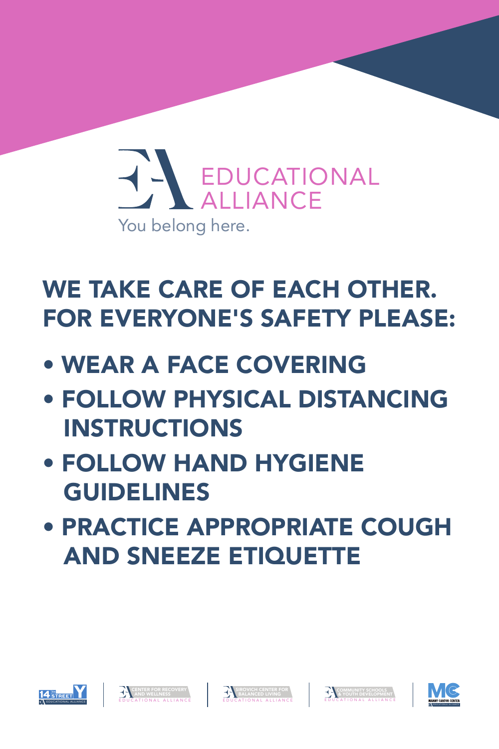EDUCATIONAL ALLIANCE

You belong here.

## WE TAKE CARE OF EACH OTHER. FOR EVERYONE'S SAFETY PLEASE:

- WEAR A FACE COVERING
- FOLLOW PHYSICAL DISTANCING INSTRUCTIONS
- FOLLOW HAND HYGIENE GUIDELINES
- PRACTICE APPROPRIATE COUGH AND SNEEZE ETIQUETTE

14TH STREET Y EDUCATIONAL ALLIANCE | CENTER FOR RECOVERY AND WELLNESS EDUCATIONAL ALLIANCE | SIROVICH CENTER FOR BALANCED LIVING EDUCATIONAL ALLIANCE | COMMUNITY SCHOOLS & YOUTH DEVELOPMENT EDUCATIONAL ALLIANCE | MC MANNY CANTOR CENTER EDUCATIONAL ALLIANCE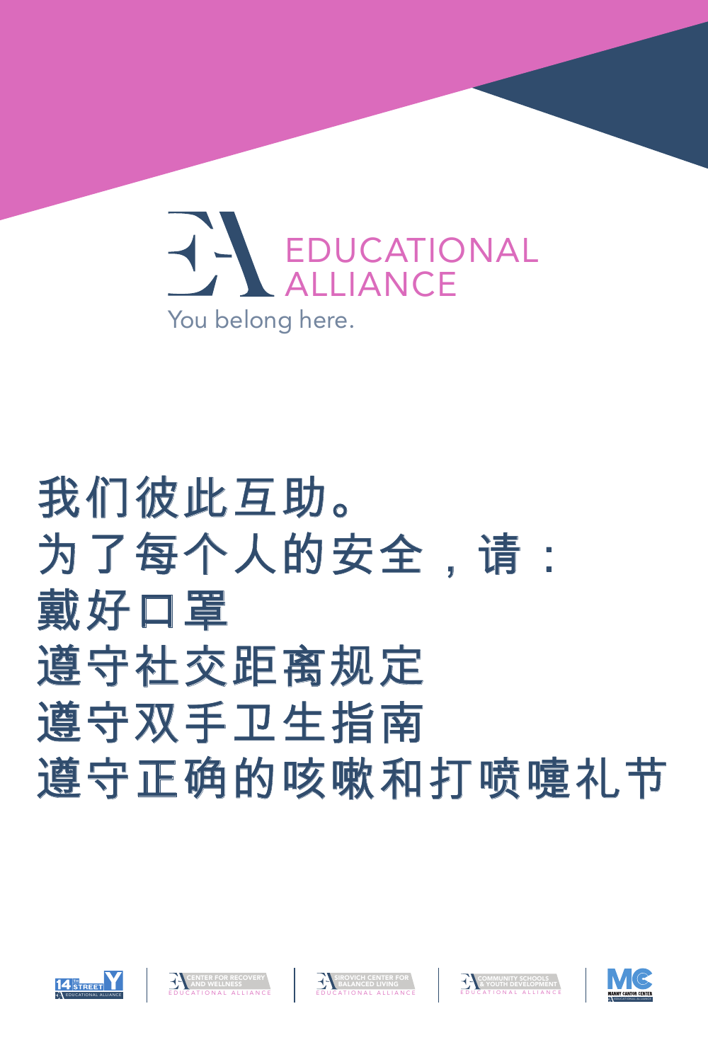EDUCATIONAL ALLIANCE

You belong here.

# 我们彼此互助。

# 为了每个人的安全，请：

# 戴好口罩

# 遵守社交距离规定

# 遵守双手卫生指南

# 遵守正确的咳嗽和打喷嚏礼节

14TH STREET Y EDUCATIONAL ALLIANCE | CENTER FOR RECOVERY AND WELLNESS EDUCATIONAL ALLIANCE | SIROVICH CENTER FOR BALANCED LIVING EDUCATIONAL ALLIANCE | COMMUNITY SCHOOLS & YOUTH DEVELOPMENT EDUCATIONAL ALLIANCE | MANNY CANTOR CENTER EDUCATIONAL ALLIANCE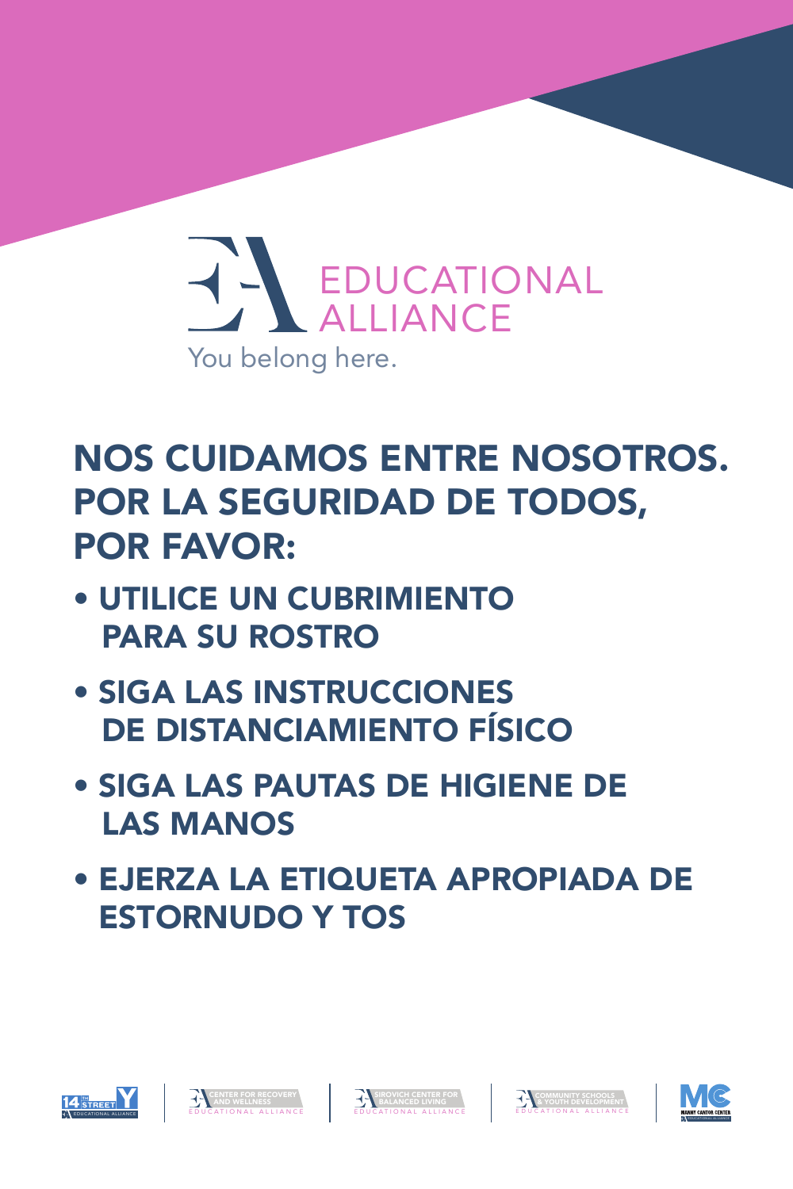EDUCATIONAL ALLIANCE

You belong here.

## NOS CUIDAMOS ENTRE NOSOTROS. POR LA SEGURIDAD DE TODOS, POR FAVOR:

- **UTILICE UN CUBRIMIENTO PARA SU ROSTRO**
- **SIGA LAS INSTRUCCIONES DE DISTANCIAMIENTO FÍSICO**
- **SIGA LAS PAUTAS DE HIGIENE DE LAS MANOS**
- **EJERZA LA ETIQUETA APROPIADA DE ESTORNUDO Y TOS**

14TH STREET Y — EDUCATIONAL ALLIANCE | CENTER FOR RECOVERY AND WELLNESS — EDUCATIONAL ALLIANCE | SIROVICH CENTER FOR BALANCED LIVING — EDUCATIONAL ALLIANCE | COMMUNITY SCHOOLS & YOUTH DEVELOPMENT — EDUCATIONAL ALLIANCE | MANNY CANTOR CENTER — EDUCATIONAL ALLIANCE